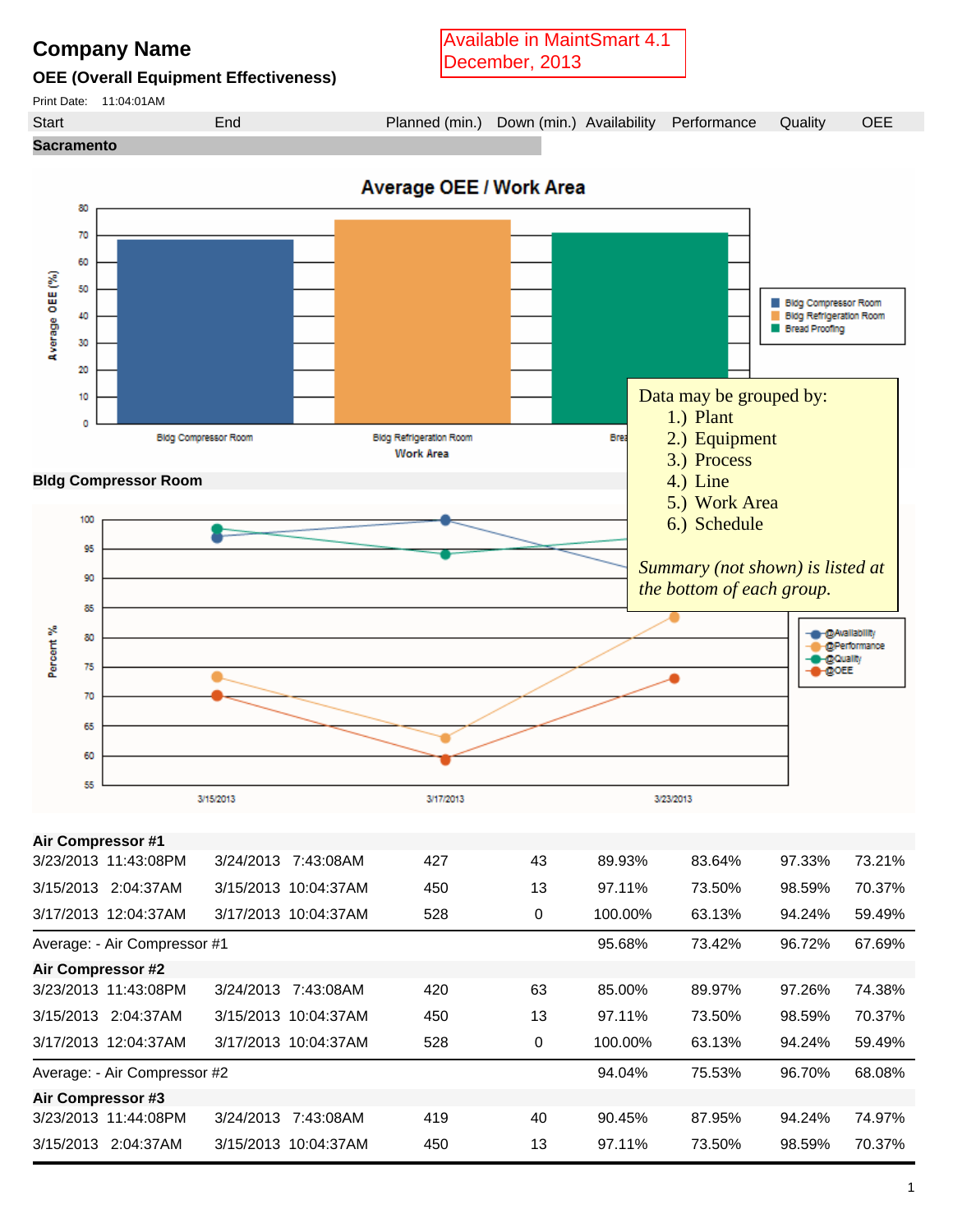# Company Name

Available in MaintSmart 4.1
December, 2013

## OEE (Overall Equipment Effectiveness)

Print Date: 11:04:01AM

| Start | End | Planned (min.) | Down (min.) | Availability | Performance | Quality | OEE |
|---|---|---|---|---|---|---|---|

**Sacramento**

Data may be grouped by:
1.) Plant
2.) Equipment
3.) Process
4.) Line
5.) Work Area
6.) Schedule

*Summary (not shown) is listed at the bottom of each group.*

**Bldg Compressor Room**

| Start | End | Planned (min.) | Down (min.) | Availability | Performance | Quality | OEE |
|---|---|---|---|---|---|---|---|
| **Air Compressor #1** | | | | | | | |
| 3/23/2013 11:43:08PM | 3/24/2013 7:43:08AM | 427 | 43 | 89.93% | 83.64% | 97.33% | 73.21% |
| 3/15/2013 2:04:37AM | 3/15/2013 10:04:37AM | 450 | 13 | 97.11% | 73.50% | 98.59% | 70.37% |
| 3/17/2013 12:04:37AM | 3/17/2013 10:04:37AM | 528 | 0 | 100.00% | 63.13% | 94.24% | 59.49% |
| Average: - Air Compressor #1 | | | | 95.68% | 73.42% | 96.72% | 67.69% |
| **Air Compressor #2** | | | | | | | |
| 3/23/2013 11:43:08PM | 3/24/2013 7:43:08AM | 420 | 63 | 85.00% | 89.97% | 97.26% | 74.38% |
| 3/15/2013 2:04:37AM | 3/15/2013 10:04:37AM | 450 | 13 | 97.11% | 73.50% | 98.59% | 70.37% |
| 3/17/2013 12:04:37AM | 3/17/2013 10:04:37AM | 528 | 0 | 100.00% | 63.13% | 94.24% | 59.49% |
| Average: - Air Compressor #2 | | | | 94.04% | 75.53% | 96.70% | 68.08% |
| **Air Compressor #3** | | | | | | | |
| 3/23/2013 11:44:08PM | 3/24/2013 7:43:08AM | 419 | 40 | 90.45% | 87.95% | 94.24% | 74.97% |
| 3/15/2013 2:04:37AM | 3/15/2013 10:04:37AM | 450 | 13 | 97.11% | 73.50% | 98.59% | 70.37% |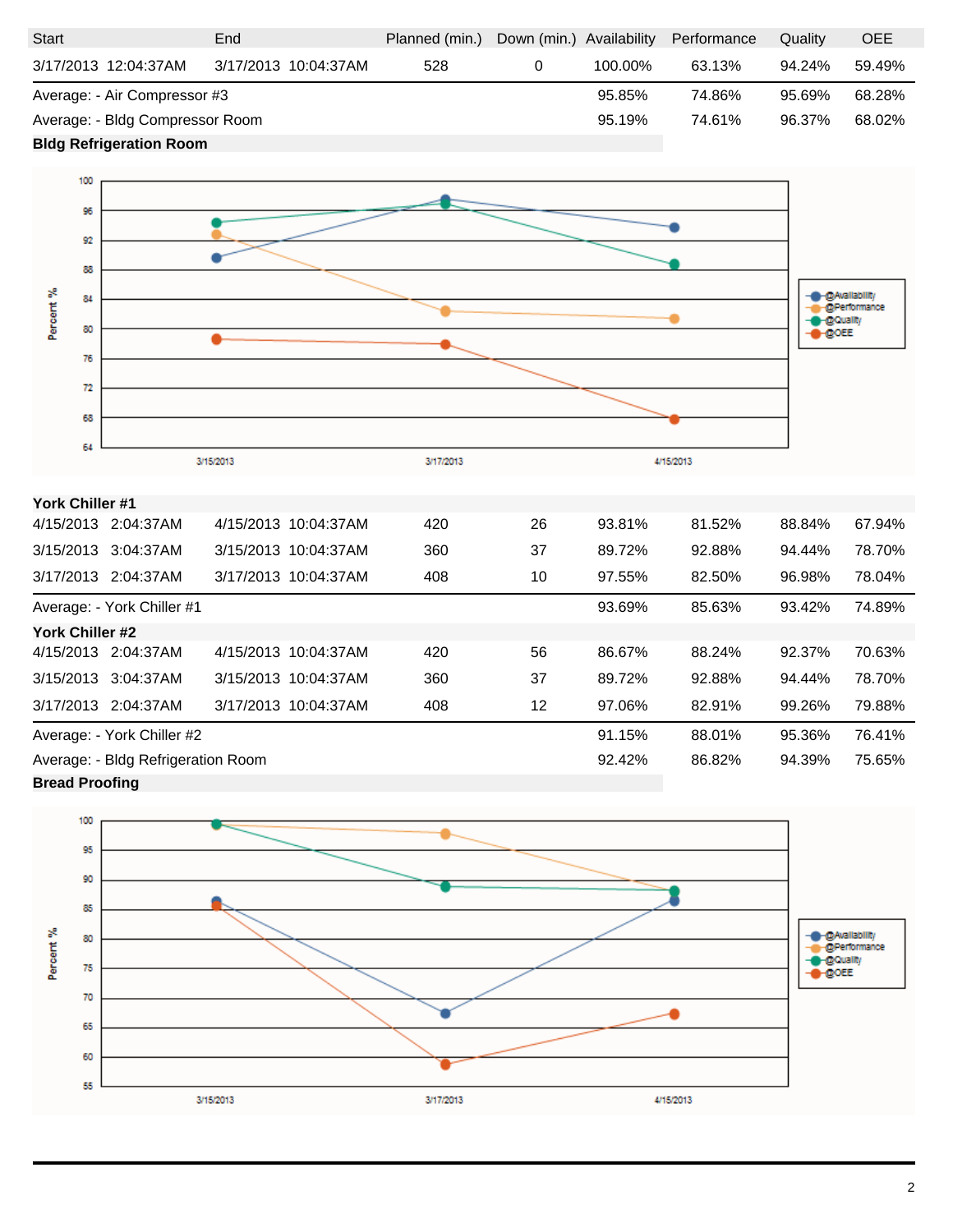| Start | End | Planned (min.) | Down (min.) | Availability | Performance | Quality | OEE |
|---|---|---|---|---|---|---|---|
| 3/17/2013 12:04:37AM | 3/17/2013 10:04:37AM | 528 | 0 | 100.00% | 63.13% | 94.24% | 59.49% |
| Average: - Air Compressor #3 | | | | 95.85% | 74.86% | 95.69% | 68.28% |
| Average: - Bldg Compressor Room | | | | 95.19% | 74.61% | 96.37% | 68.02% |

**Bldg Refrigeration Room**

**York Chiller #1**

| Start | End | Planned (min.) | Down (min.) | Availability | Performance | Quality | OEE |
|---|---|---|---|---|---|---|---|
| 4/15/2013 2:04:37AM | 4/15/2013 10:04:37AM | 420 | 26 | 93.81% | 81.52% | 88.84% | 67.94% |
| 3/15/2013 3:04:37AM | 3/15/2013 10:04:37AM | 360 | 37 | 89.72% | 92.88% | 94.44% | 78.70% |
| 3/17/2013 2:04:37AM | 3/17/2013 10:04:37AM | 408 | 10 | 97.55% | 82.50% | 96.98% | 78.04% |
| Average: - York Chiller #1 | | | | 93.69% | 85.63% | 93.42% | 74.89% |

**York Chiller #2**

| Start | End | Planned (min.) | Down (min.) | Availability | Performance | Quality | OEE |
|---|---|---|---|---|---|---|---|
| 4/15/2013 2:04:37AM | 4/15/2013 10:04:37AM | 420 | 56 | 86.67% | 88.24% | 92.37% | 70.63% |
| 3/15/2013 3:04:37AM | 3/15/2013 10:04:37AM | 360 | 37 | 89.72% | 92.88% | 94.44% | 78.70% |
| 3/17/2013 2:04:37AM | 3/17/2013 10:04:37AM | 408 | 12 | 97.06% | 82.91% | 99.26% | 79.88% |
| Average: - York Chiller #2 | | | | 91.15% | 88.01% | 95.36% | 76.41% |
| Average: - Bldg Refrigeration Room | | | | 92.42% | 86.82% | 94.39% | 75.65% |

**Bread Proofing**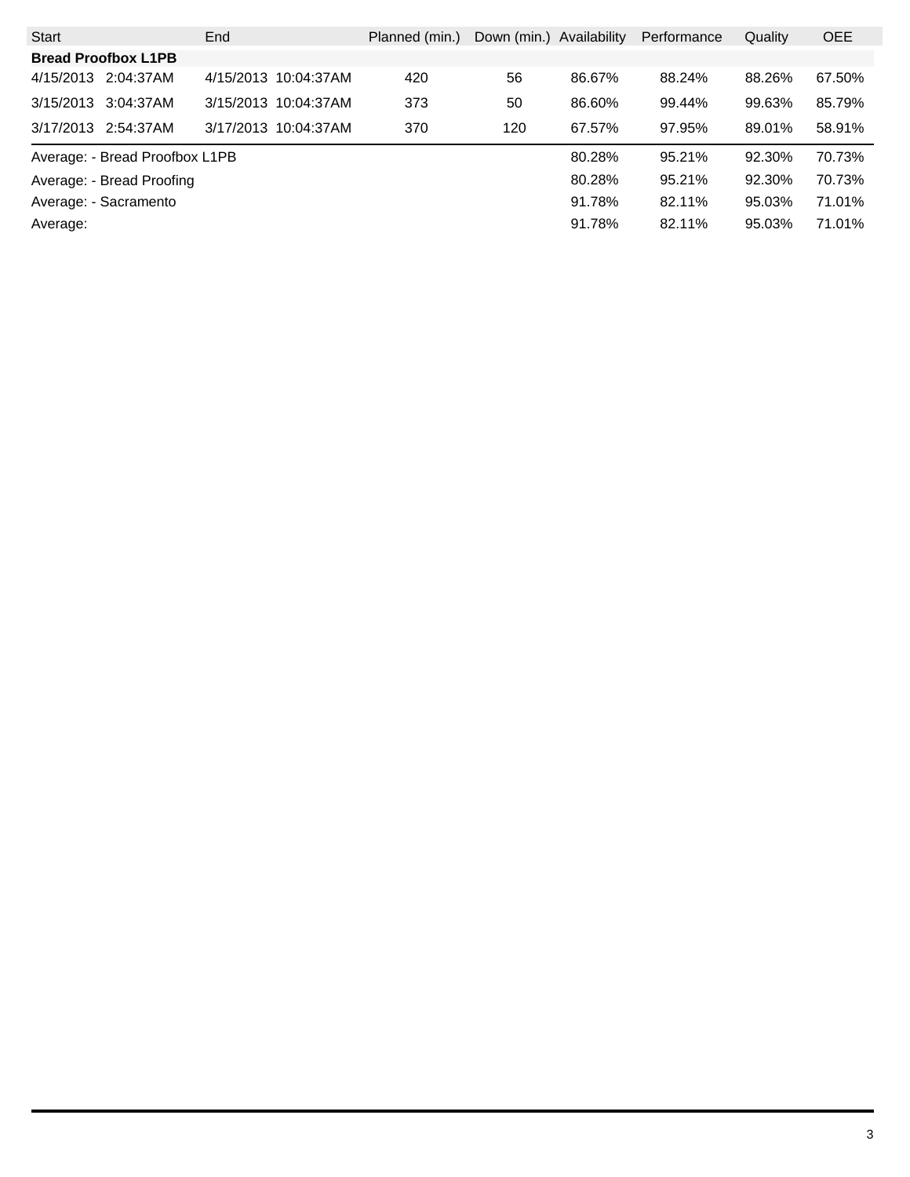| Start | End | Planned (min.) | Down (min.) | Availability | Performance | Quality | OEE |
|---|---|---|---|---|---|---|---|
| **Bread Proofbox L1PB** | | | | | | | |
| 4/15/2013 2:04:37AM | 4/15/2013 10:04:37AM | 420 | 56 | 86.67% | 88.24% | 88.26% | 67.50% |
| 3/15/2013 3:04:37AM | 3/15/2013 10:04:37AM | 373 | 50 | 86.60% | 99.44% | 99.63% | 85.79% |
| 3/17/2013 2:54:37AM | 3/17/2013 10:04:37AM | 370 | 120 | 67.57% | 97.95% | 89.01% | 58.91% |
| Average: - Bread Proofbox L1PB | | | | 80.28% | 95.21% | 92.30% | 70.73% |
| Average: - Bread Proofing | | | | 80.28% | 95.21% | 92.30% | 70.73% |
| Average: - Sacramento | | | | 91.78% | 82.11% | 95.03% | 71.01% |
| Average: | | | | 91.78% | 82.11% | 95.03% | 71.01% |